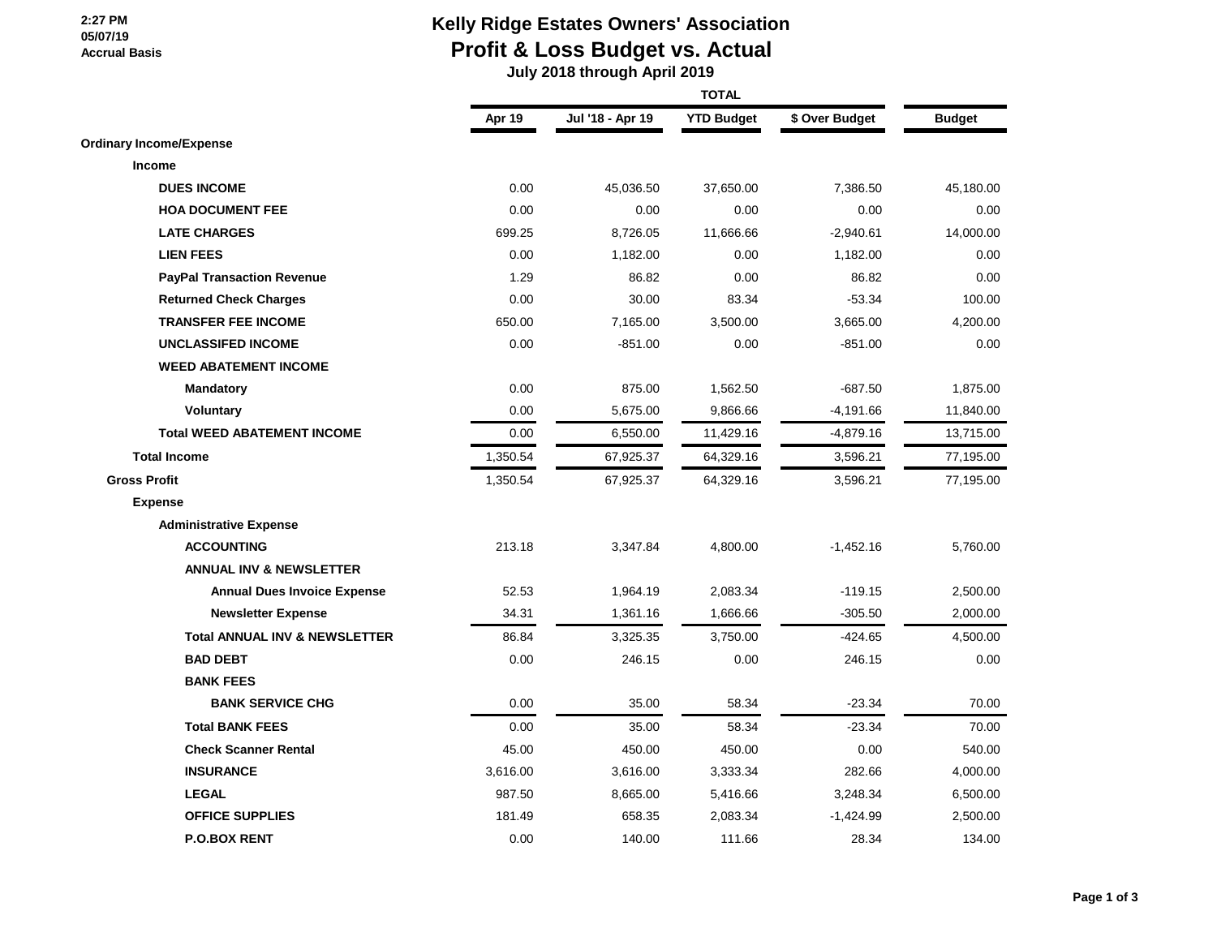2:27 PM
05/07/19
Accrual Basis

# Kelly Ridge Estates Owners' Association

## Profit & Loss Budget vs. Actual

### July 2018 through April 2019

| | TOTAL | | | | |
|---|---|---|---|---|---|
| | Apr 19 | Jul '18 - Apr 19 | YTD Budget | $ Over Budget | Budget |
| **Ordinary Income/Expense** | | | | | |
| **Income** | | | | | |
| **DUES INCOME** | 0.00 | 45,036.50 | 37,650.00 | 7,386.50 | 45,180.00 |
| **HOA DOCUMENT FEE** | 0.00 | 0.00 | 0.00 | 0.00 | 0.00 |
| **LATE CHARGES** | 699.25 | 8,726.05 | 11,666.66 | -2,940.61 | 14,000.00 |
| **LIEN FEES** | 0.00 | 1,182.00 | 0.00 | 1,182.00 | 0.00 |
| **PayPal Transaction Revenue** | 1.29 | 86.82 | 0.00 | 86.82 | 0.00 |
| **Returned Check Charges** | 0.00 | 30.00 | 83.34 | -53.34 | 100.00 |
| **TRANSFER FEE INCOME** | 650.00 | 7,165.00 | 3,500.00 | 3,665.00 | 4,200.00 |
| **UNCLASSIFED INCOME** | 0.00 | -851.00 | 0.00 | -851.00 | 0.00 |
| **WEED ABATEMENT INCOME** | | | | | |
| **Mandatory** | 0.00 | 875.00 | 1,562.50 | -687.50 | 1,875.00 |
| **Voluntary** | 0.00 | 5,675.00 | 9,866.66 | -4,191.66 | 11,840.00 |
| **Total WEED ABATEMENT INCOME** | 0.00 | 6,550.00 | 11,429.16 | -4,879.16 | 13,715.00 |
| **Total Income** | 1,350.54 | 67,925.37 | 64,329.16 | 3,596.21 | 77,195.00 |
| **Gross Profit** | 1,350.54 | 67,925.37 | 64,329.16 | 3,596.21 | 77,195.00 |
| **Expense** | | | | | |
| **Administrative Expense** | | | | | |
| **ACCOUNTING** | 213.18 | 3,347.84 | 4,800.00 | -1,452.16 | 5,760.00 |
| **ANNUAL INV & NEWSLETTER** | | | | | |
| **Annual Dues Invoice Expense** | 52.53 | 1,964.19 | 2,083.34 | -119.15 | 2,500.00 |
| **Newsletter Expense** | 34.31 | 1,361.16 | 1,666.66 | -305.50 | 2,000.00 |
| **Total ANNUAL INV & NEWSLETTER** | 86.84 | 3,325.35 | 3,750.00 | -424.65 | 4,500.00 |
| **BAD DEBT** | 0.00 | 246.15 | 0.00 | 246.15 | 0.00 |
| **BANK FEES** | | | | | |
| **BANK SERVICE CHG** | 0.00 | 35.00 | 58.34 | -23.34 | 70.00 |
| **Total BANK FEES** | 0.00 | 35.00 | 58.34 | -23.34 | 70.00 |
| **Check Scanner Rental** | 45.00 | 450.00 | 450.00 | 0.00 | 540.00 |
| **INSURANCE** | 3,616.00 | 3,616.00 | 3,333.34 | 282.66 | 4,000.00 |
| **LEGAL** | 987.50 | 8,665.00 | 5,416.66 | 3,248.34 | 6,500.00 |
| **OFFICE SUPPLIES** | 181.49 | 658.35 | 2,083.34 | -1,424.99 | 2,500.00 |
| **P.O.BOX RENT** | 0.00 | 140.00 | 111.66 | 28.34 | 134.00 |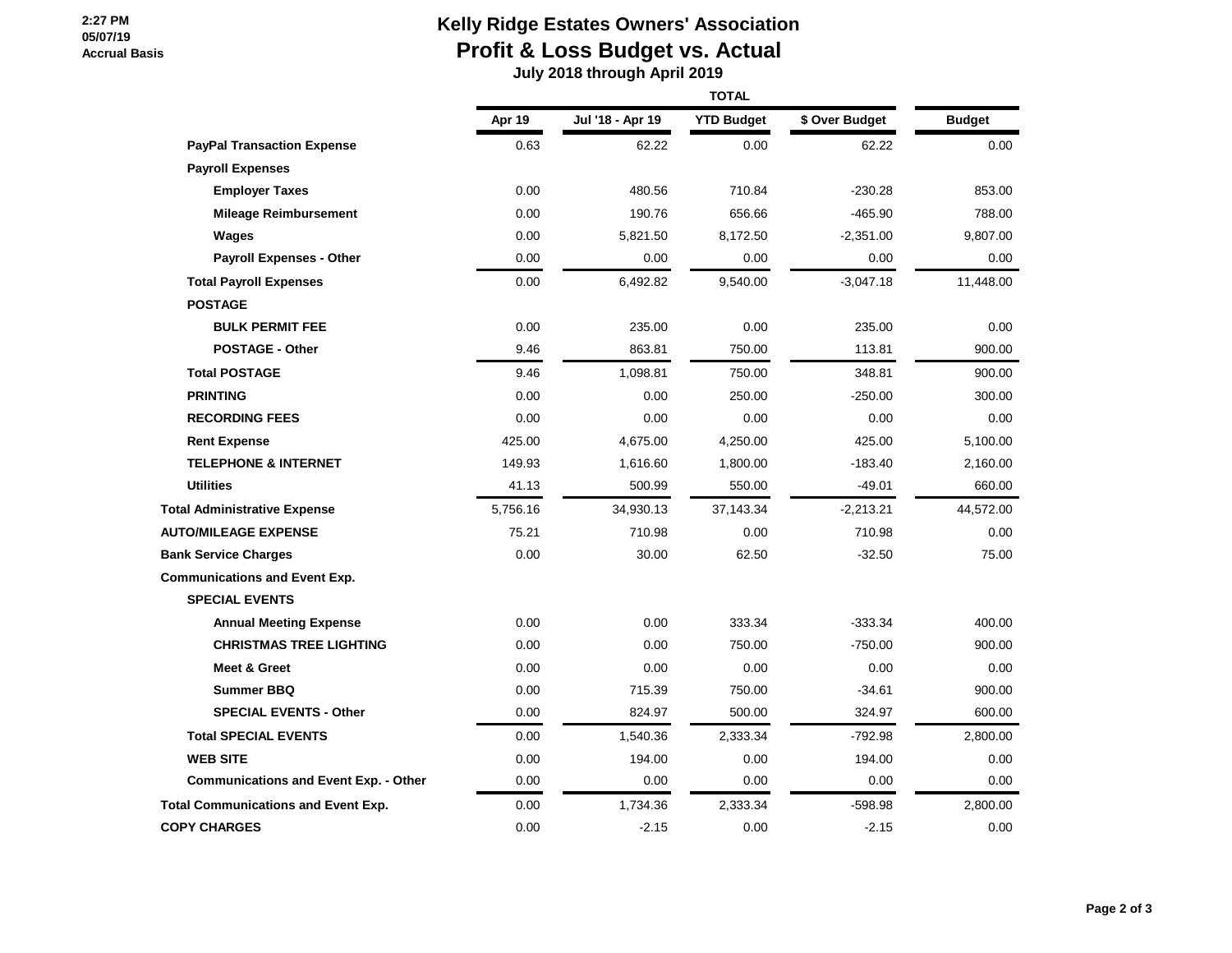# Kelly Ridge Estates Owners' Association

## Profit & Loss Budget vs. Actual

**July 2018 through April 2019**

2:27 PM
05/07/19
Accrual Basis

| | TOTAL | | | | |
|---|---|---|---|---|---|
| | **Apr 19** | **Jul '18 - Apr 19** | **YTD Budget** | **$ Over Budget** | **Budget** |
| **PayPal Transaction Expense** | 0.63 | 62.22 | 0.00 | 62.22 | 0.00 |
| **Payroll Expenses** | | | | | |
| **Employer Taxes** | 0.00 | 480.56 | 710.84 | -230.28 | 853.00 |
| **Mileage Reimbursement** | 0.00 | 190.76 | 656.66 | -465.90 | 788.00 |
| **Wages** | 0.00 | 5,821.50 | 8,172.50 | -2,351.00 | 9,807.00 |
| **Payroll Expenses - Other** | 0.00 | 0.00 | 0.00 | 0.00 | 0.00 |
| **Total Payroll Expenses** | 0.00 | 6,492.82 | 9,540.00 | -3,047.18 | 11,448.00 |
| **POSTAGE** | | | | | |
| **BULK PERMIT FEE** | 0.00 | 235.00 | 0.00 | 235.00 | 0.00 |
| **POSTAGE - Other** | 9.46 | 863.81 | 750.00 | 113.81 | 900.00 |
| **Total POSTAGE** | 9.46 | 1,098.81 | 750.00 | 348.81 | 900.00 |
| **PRINTING** | 0.00 | 0.00 | 250.00 | -250.00 | 300.00 |
| **RECORDING FEES** | 0.00 | 0.00 | 0.00 | 0.00 | 0.00 |
| **Rent Expense** | 425.00 | 4,675.00 | 4,250.00 | 425.00 | 5,100.00 |
| **TELEPHONE & INTERNET** | 149.93 | 1,616.60 | 1,800.00 | -183.40 | 2,160.00 |
| **Utilities** | 41.13 | 500.99 | 550.00 | -49.01 | 660.00 |
| **Total Administrative Expense** | 5,756.16 | 34,930.13 | 37,143.34 | -2,213.21 | 44,572.00 |
| **AUTO/MILEAGE EXPENSE** | 75.21 | 710.98 | 0.00 | 710.98 | 0.00 |
| **Bank Service Charges** | 0.00 | 30.00 | 62.50 | -32.50 | 75.00 |
| **Communications and Event Exp.** | | | | | |
| **SPECIAL EVENTS** | | | | | |
| **Annual Meeting Expense** | 0.00 | 0.00 | 333.34 | -333.34 | 400.00 |
| **CHRISTMAS TREE LIGHTING** | 0.00 | 0.00 | 750.00 | -750.00 | 900.00 |
| **Meet & Greet** | 0.00 | 0.00 | 0.00 | 0.00 | 0.00 |
| **Summer BBQ** | 0.00 | 715.39 | 750.00 | -34.61 | 900.00 |
| **SPECIAL EVENTS - Other** | 0.00 | 824.97 | 500.00 | 324.97 | 600.00 |
| **Total SPECIAL EVENTS** | 0.00 | 1,540.36 | 2,333.34 | -792.98 | 2,800.00 |
| **WEB SITE** | 0.00 | 194.00 | 0.00 | 194.00 | 0.00 |
| **Communications and Event Exp. - Other** | 0.00 | 0.00 | 0.00 | 0.00 | 0.00 |
| **Total Communications and Event Exp.** | 0.00 | 1,734.36 | 2,333.34 | -598.98 | 2,800.00 |
| **COPY CHARGES** | 0.00 | -2.15 | 0.00 | -2.15 | 0.00 |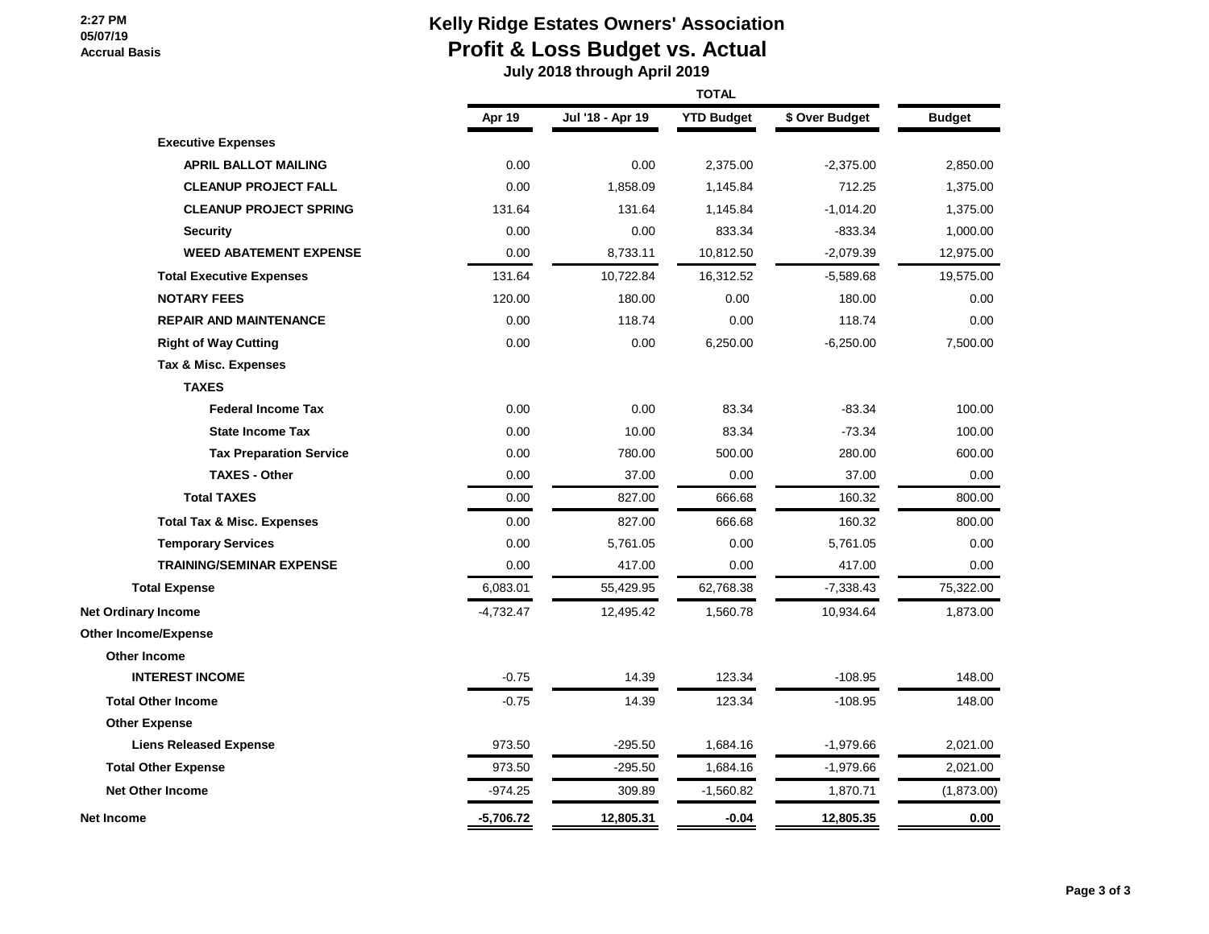2:27 PM
05/07/19
Accrual Basis

# Kelly Ridge Estates Owners' Association

## Profit & Loss Budget vs. Actual

### July 2018 through April 2019

| | TOTAL | | | | |
|---|---|---|---|---|---|
| | Apr 19 | Jul '18 - Apr 19 | YTD Budget | $ Over Budget | Budget |
| **Executive Expenses** | | | | | |
| **APRIL BALLOT MAILING** | 0.00 | 0.00 | 2,375.00 | -2,375.00 | 2,850.00 |
| **CLEANUP PROJECT FALL** | 0.00 | 1,858.09 | 1,145.84 | 712.25 | 1,375.00 |
| **CLEANUP PROJECT SPRING** | 131.64 | 131.64 | 1,145.84 | -1,014.20 | 1,375.00 |
| **Security** | 0.00 | 0.00 | 833.34 | -833.34 | 1,000.00 |
| **WEED ABATEMENT EXPENSE** | 0.00 | 8,733.11 | 10,812.50 | -2,079.39 | 12,975.00 |
| **Total Executive Expenses** | 131.64 | 10,722.84 | 16,312.52 | -5,589.68 | 19,575.00 |
| **NOTARY FEES** | 120.00 | 180.00 | 0.00 | 180.00 | 0.00 |
| **REPAIR AND MAINTENANCE** | 0.00 | 118.74 | 0.00 | 118.74 | 0.00 |
| **Right of Way Cutting** | 0.00 | 0.00 | 6,250.00 | -6,250.00 | 7,500.00 |
| **Tax & Misc. Expenses** | | | | | |
| **TAXES** | | | | | |
| **Federal Income Tax** | 0.00 | 0.00 | 83.34 | -83.34 | 100.00 |
| **State Income Tax** | 0.00 | 10.00 | 83.34 | -73.34 | 100.00 |
| **Tax Preparation Service** | 0.00 | 780.00 | 500.00 | 280.00 | 600.00 |
| **TAXES - Other** | 0.00 | 37.00 | 0.00 | 37.00 | 0.00 |
| **Total TAXES** | 0.00 | 827.00 | 666.68 | 160.32 | 800.00 |
| **Total Tax & Misc. Expenses** | 0.00 | 827.00 | 666.68 | 160.32 | 800.00 |
| **Temporary Services** | 0.00 | 5,761.05 | 0.00 | 5,761.05 | 0.00 |
| **TRAINING/SEMINAR EXPENSE** | 0.00 | 417.00 | 0.00 | 417.00 | 0.00 |
| **Total Expense** | 6,083.01 | 55,429.95 | 62,768.38 | -7,338.43 | 75,322.00 |
| **Net Ordinary Income** | -4,732.47 | 12,495.42 | 1,560.78 | 10,934.64 | 1,873.00 |
| **Other Income/Expense** | | | | | |
| **Other Income** | | | | | |
| **INTEREST INCOME** | -0.75 | 14.39 | 123.34 | -108.95 | 148.00 |
| **Total Other Income** | -0.75 | 14.39 | 123.34 | -108.95 | 148.00 |
| **Other Expense** | | | | | |
| **Liens Released Expense** | 973.50 | -295.50 | 1,684.16 | -1,979.66 | 2,021.00 |
| **Total Other Expense** | 973.50 | -295.50 | 1,684.16 | -1,979.66 | 2,021.00 |
| **Net Other Income** | -974.25 | 309.89 | -1,560.82 | 1,870.71 | (1,873.00) |
| **Net Income** | **-5,706.72** | **12,805.31** | **-0.04** | **12,805.35** | **0.00** |